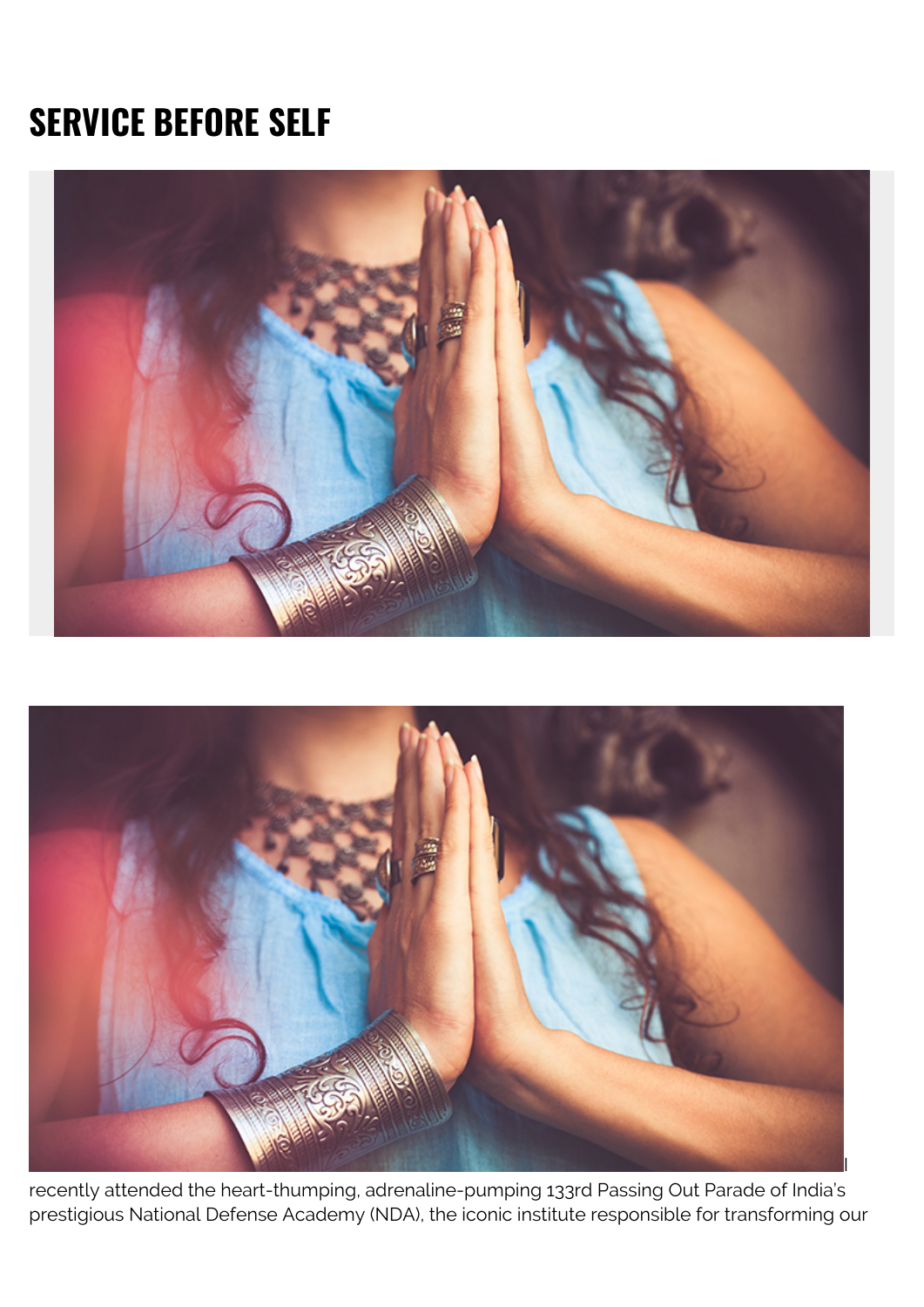# SERVICE BEFORE SELF

I recently attended the heart-thumping, adrenaline-pumping 133rd Passing Out Parade of India's prestigious National Defense Academy (NDA), the iconic institute responsible for transforming our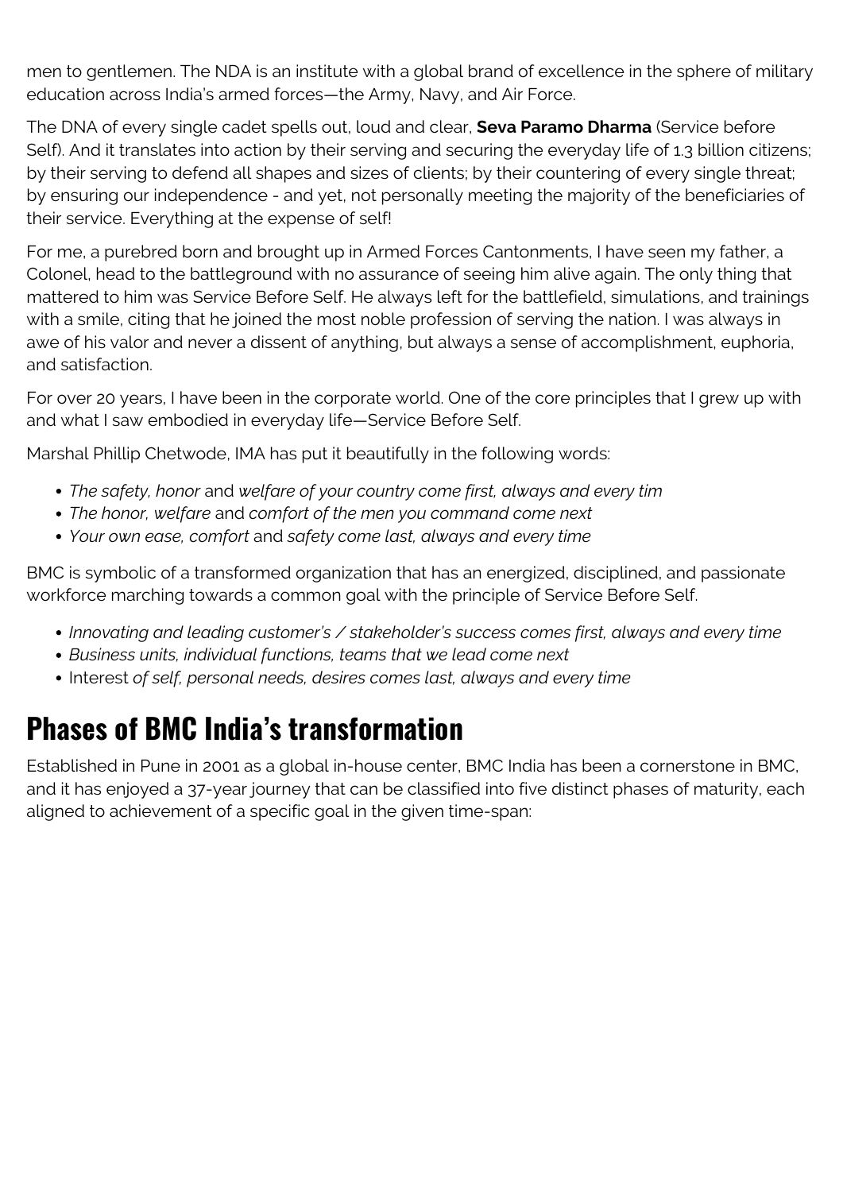men to gentlemen. The NDA is an institute with a global brand of excellence in the sphere of military education across India's armed forces—the Army, Navy, and Air Force.

The DNA of every single cadet spells out, loud and clear, **Seva Paramo Dharma** (Service before Self). And it translates into action by their serving and securing the everyday life of 1.3 billion citizens; by their serving to defend all shapes and sizes of clients; by their countering of every single threat; by ensuring our independence - and yet, not personally meeting the majority of the beneficiaries of their service. Everything at the expense of self!

For me, a purebred born and brought up in Armed Forces Cantonments, I have seen my father, a Colonel, head to the battleground with no assurance of seeing him alive again. The only thing that mattered to him was Service Before Self. He always left for the battlefield, simulations, and trainings with a smile, citing that he joined the most noble profession of serving the nation. I was always in awe of his valor and never a dissent of anything, but always a sense of accomplishment, euphoria, and satisfaction.

For over 20 years, I have been in the corporate world. One of the core principles that I grew up with and what I saw embodied in everyday life—Service Before Self.

Marshal Phillip Chetwode, IMA has put it beautifully in the following words:

- *The safety, honor* and *welfare of your country come first, always and every tim*
- *The honor, welfare* and *comfort of the men you command come next*
- *Your own ease, comfort* and *safety come last, always and every time*

BMC is symbolic of a transformed organization that has an energized, disciplined, and passionate workforce marching towards a common goal with the principle of Service Before Self.

- *Innovating and leading customer's / stakeholder's success comes first, always and every time*
- *Business units, individual functions, teams that we lead come next*
- Interest *of self, personal needs, desires comes last, always and every time*

## Phases of BMC India's transformation

Established in Pune in 2001 as a global in-house center, BMC India has been a cornerstone in BMC, and it has enjoyed a 37-year journey that can be classified into five distinct phases of maturity, each aligned to achievement of a specific goal in the given time-span: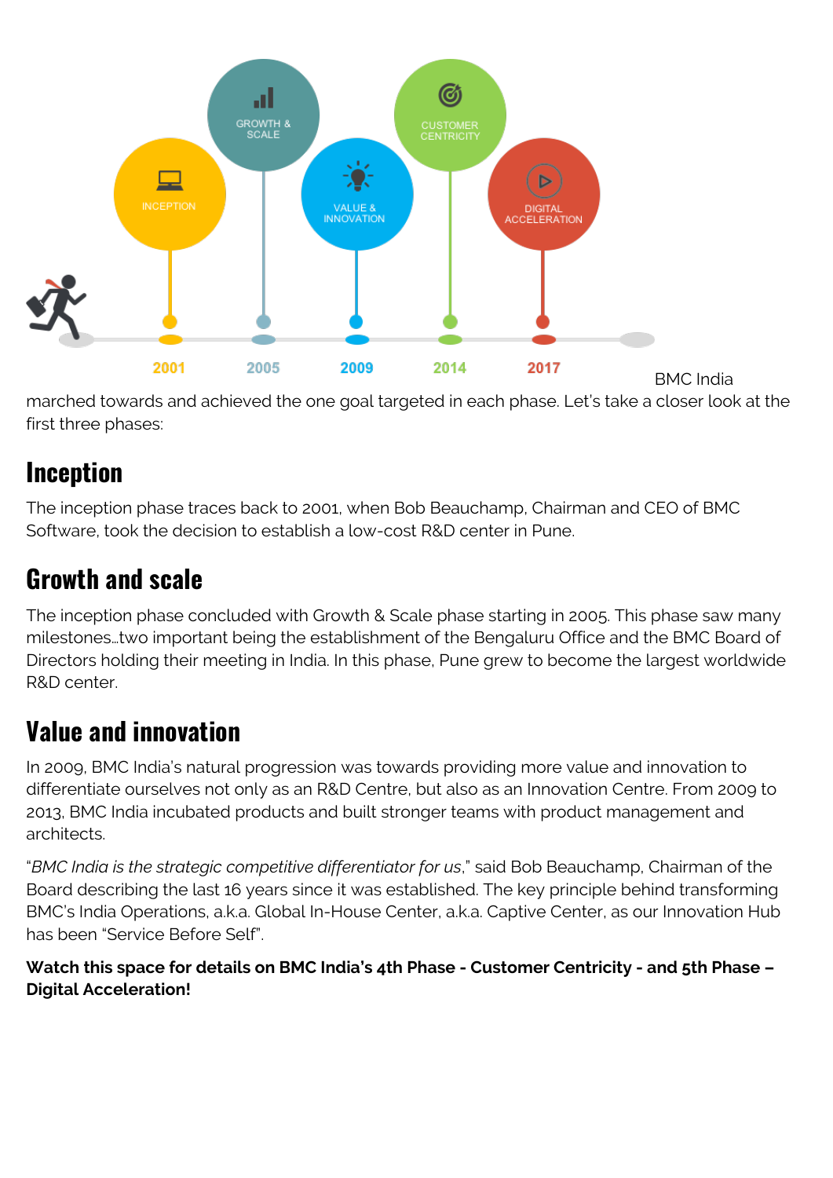INCEPTION
GROWTH & SCALE
VALUE & INNOVATION
CUSTOMER CENTRICITY
DIGITAL ACCELERATION

2001
2005
2009
2014
2017

BMC India marched towards and achieved the one goal targeted in each phase. Let's take a closer look at the first three phases:

## Inception

The inception phase traces back to 2001, when Bob Beauchamp, Chairman and CEO of BMC Software, took the decision to establish a low-cost R&D center in Pune.

## Growth and scale

The inception phase concluded with Growth & Scale phase starting in 2005. This phase saw many milestones…two important being the establishment of the Bengaluru Office and the BMC Board of Directors holding their meeting in India. In this phase, Pune grew to become the largest worldwide R&D center.

## Value and innovation

In 2009, BMC India's natural progression was towards providing more value and innovation to differentiate ourselves not only as an R&D Centre, but also as an Innovation Centre. From 2009 to 2013, BMC India incubated products and built stronger teams with product management and architects.

"*BMC India is the strategic competitive differentiator for us*," said Bob Beauchamp, Chairman of the Board describing the last 16 years since it was established. The key principle behind transforming BMC's India Operations, a.k.a. Global In-House Center, a.k.a. Captive Center, as our Innovation Hub has been "Service Before Self".

**Watch this space for details on BMC India's 4th Phase - Customer Centricity - and 5th Phase – Digital Acceleration!**